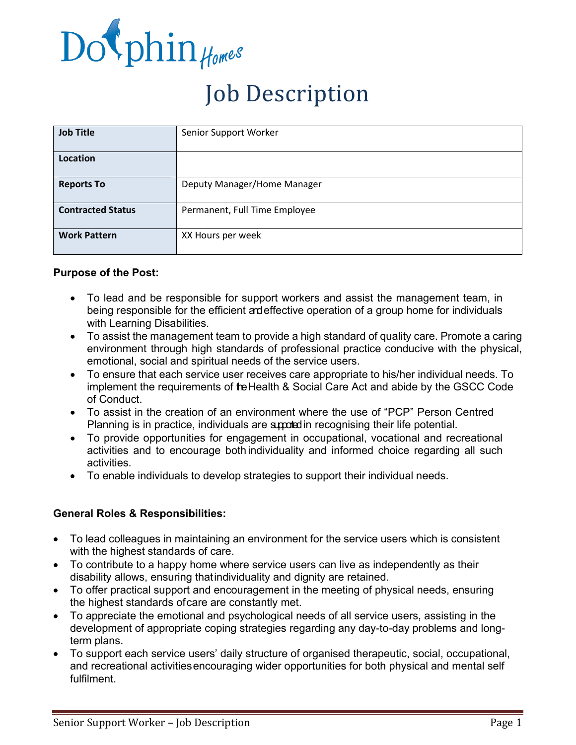# Dolphin Homes

# Job Description

| Job Title | Senior Support Worker |
| --- | --- |
| Location | |
| Reports To | Deputy Manager/Home Manager |
| Contracted Status | Permanent, Full Time Employee |
| Work Pattern | XX Hours per week |

**Purpose of the Post:**

- To lead and be responsible for support workers and assist the management team, in being responsible for the efficient and effective operation of a group home for individuals with Learning Disabilities.
- To assist the management team to provide a high standard of quality care. Promote a caring environment through high standards of professional practice conducive with the physical, emotional, social and spiritual needs of the service users.
- To ensure that each service user receives care appropriate to his/her individual needs. To implement the requirements of the Health & Social Care Act and abide by the GSCC Code of Conduct.
- To assist in the creation of an environment where the use of "PCP" Person Centred Planning is in practice, individuals are supported in recognising their life potential.
- To provide opportunities for engagement in occupational, vocational and recreational activities and to encourage both individuality and informed choice regarding all such activities.
- To enable individuals to develop strategies to support their individual needs.

**General Roles & Responsibilities:**

- To lead colleagues in maintaining an environment for the service users which is consistent with the highest standards of care.
- To contribute to a happy home where service users can live as independently as their disability allows, ensuring that individuality and dignity are retained.
- To offer practical support and encouragement in the meeting of physical needs, ensuring the highest standards of care are constantly met.
- To appreciate the emotional and psychological needs of all service users, assisting in the development of appropriate coping strategies regarding any day-to-day problems and long-term plans.
- To support each service users' daily structure of organised therapeutic, social, occupational, and recreational activities encouraging wider opportunities for both physical and mental self fulfilment.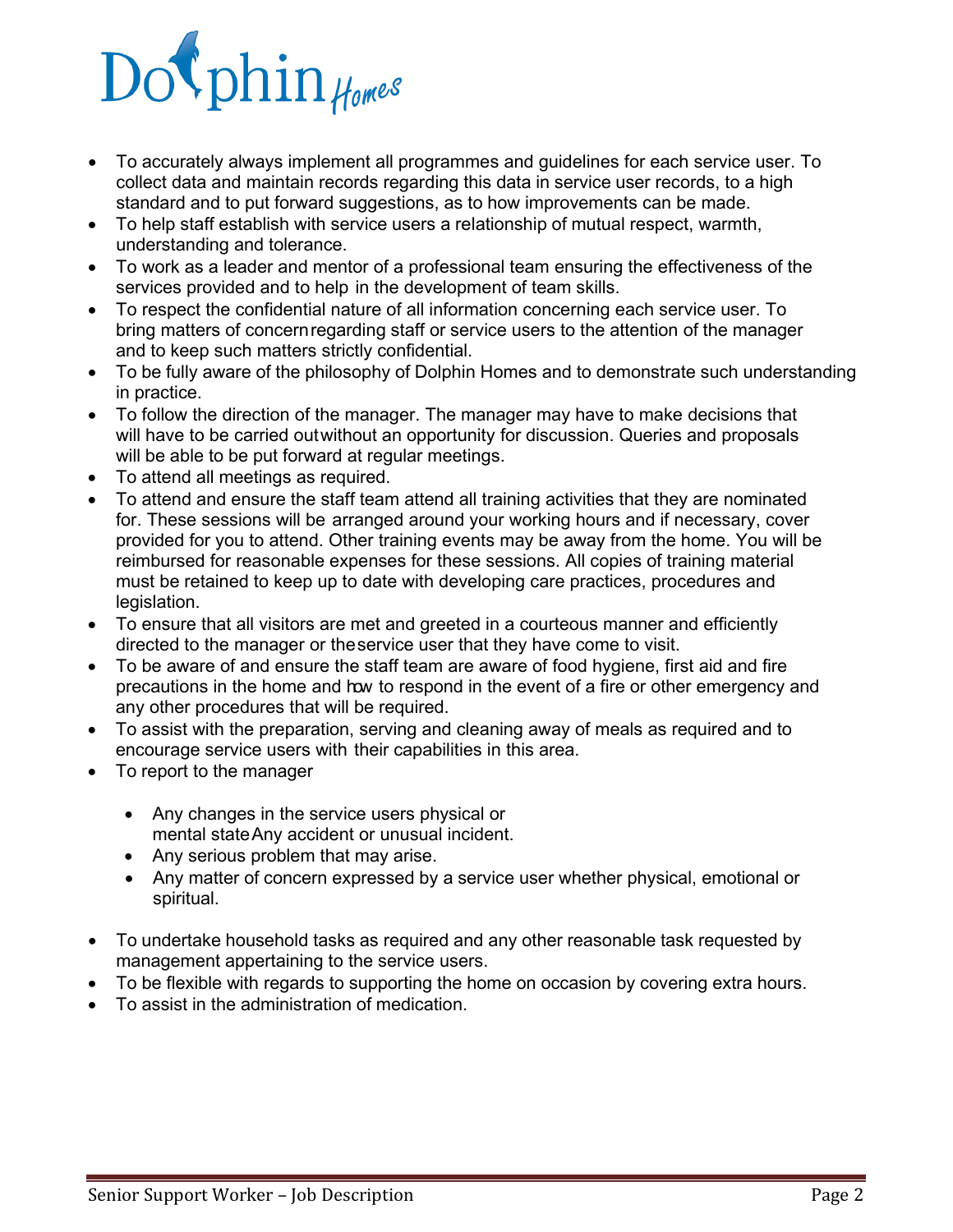- To accurately always implement all programmes and guidelines for each service user. To collect data and maintain records regarding this data in service user records, to a high standard and to put forward suggestions, as to how improvements can be made.
- To help staff establish with service users a relationship of mutual respect, warmth, understanding and tolerance.
- To work as a leader and mentor of a professional team ensuring the effectiveness of the services provided and to help in the development of team skills.
- To respect the confidential nature of all information concerning each service user. To bring matters of concern regarding staff or service users to the attention of the manager and to keep such matters strictly confidential.
- To be fully aware of the philosophy of Dolphin Homes and to demonstrate such understanding in practice.
- To follow the direction of the manager. The manager may have to make decisions that will have to be carried out without an opportunity for discussion. Queries and proposals will be able to be put forward at regular meetings.
- To attend all meetings as required.
- To attend and ensure the staff team attend all training activities that they are nominated for. These sessions will be arranged around your working hours and if necessary, cover provided for you to attend. Other training events may be away from the home. You will be reimbursed for reasonable expenses for these sessions. All copies of training material must be retained to keep up to date with developing care practices, procedures and legislation.
- To ensure that all visitors are met and greeted in a courteous manner and efficiently directed to the manager or the service user that they have come to visit.
- To be aware of and ensure the staff team are aware of food hygiene, first aid and fire precautions in the home and how to respond in the event of a fire or other emergency and any other procedures that will be required.
- To assist with the preparation, serving and cleaning away of meals as required and to encourage service users with their capabilities in this area.
- To report to the manager
    - Any changes in the service users physical or mental state Any accident or unusual incident.
    - Any serious problem that may arise.
    - Any matter of concern expressed by a service user whether physical, emotional or spiritual.
- To undertake household tasks as required and any other reasonable task requested by management appertaining to the service users.
- To be flexible with regards to supporting the home on occasion by covering extra hours.
- To assist in the administration of medication.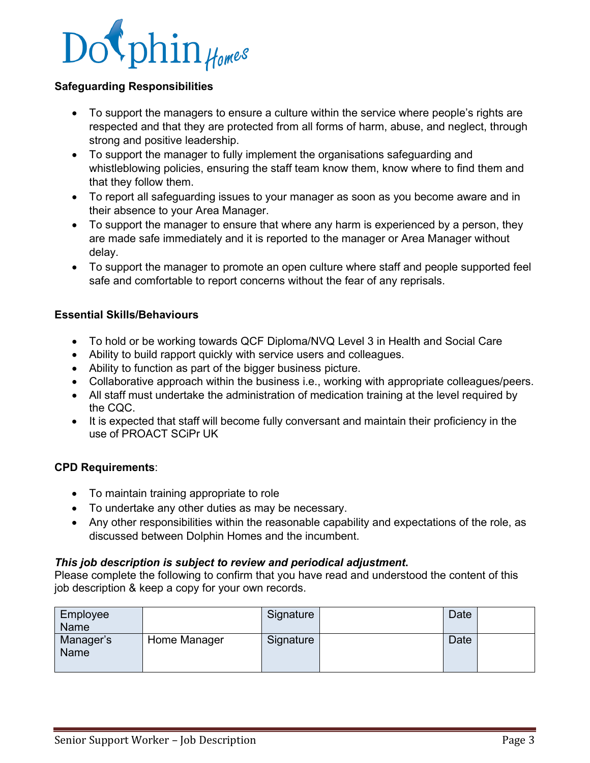**Safeguarding Responsibilities**

- To support the managers to ensure a culture within the service where people's rights are respected and that they are protected from all forms of harm, abuse, and neglect, through strong and positive leadership.
- To support the manager to fully implement the organisations safeguarding and whistleblowing policies, ensuring the staff team know them, know where to find them and that they follow them.
- To report all safeguarding issues to your manager as soon as you become aware and in their absence to your Area Manager.
- To support the manager to ensure that where any harm is experienced by a person, they are made safe immediately and it is reported to the manager or Area Manager without delay.
- To support the manager to promote an open culture where staff and people supported feel safe and comfortable to report concerns without the fear of any reprisals.

**Essential Skills/Behaviours**

- To hold or be working towards QCF Diploma/NVQ Level 3 in Health and Social Care
- Ability to build rapport quickly with service users and colleagues.
- Ability to function as part of the bigger business picture.
- Collaborative approach within the business i.e., working with appropriate colleagues/peers.
- All staff must undertake the administration of medication training at the level required by the CQC.
- It is expected that staff will become fully conversant and maintain their proficiency in the use of PROACT SCiPr UK

**CPD Requirements**:

- To maintain training appropriate to role
- To undertake any other duties as may be necessary.
- Any other responsibilities within the reasonable capability and expectations of the role, as discussed between Dolphin Homes and the incumbent.

***This job description is subject to review and periodical adjustment.***
Please complete the following to confirm that you have read and understood the content of this job description & keep a copy for your own records.

| | | | | | |
|---|---|---|---|---|---|
| Employee Name | | Signature | | Date | |
| Manager's Name | Home Manager | Signature | | Date | |